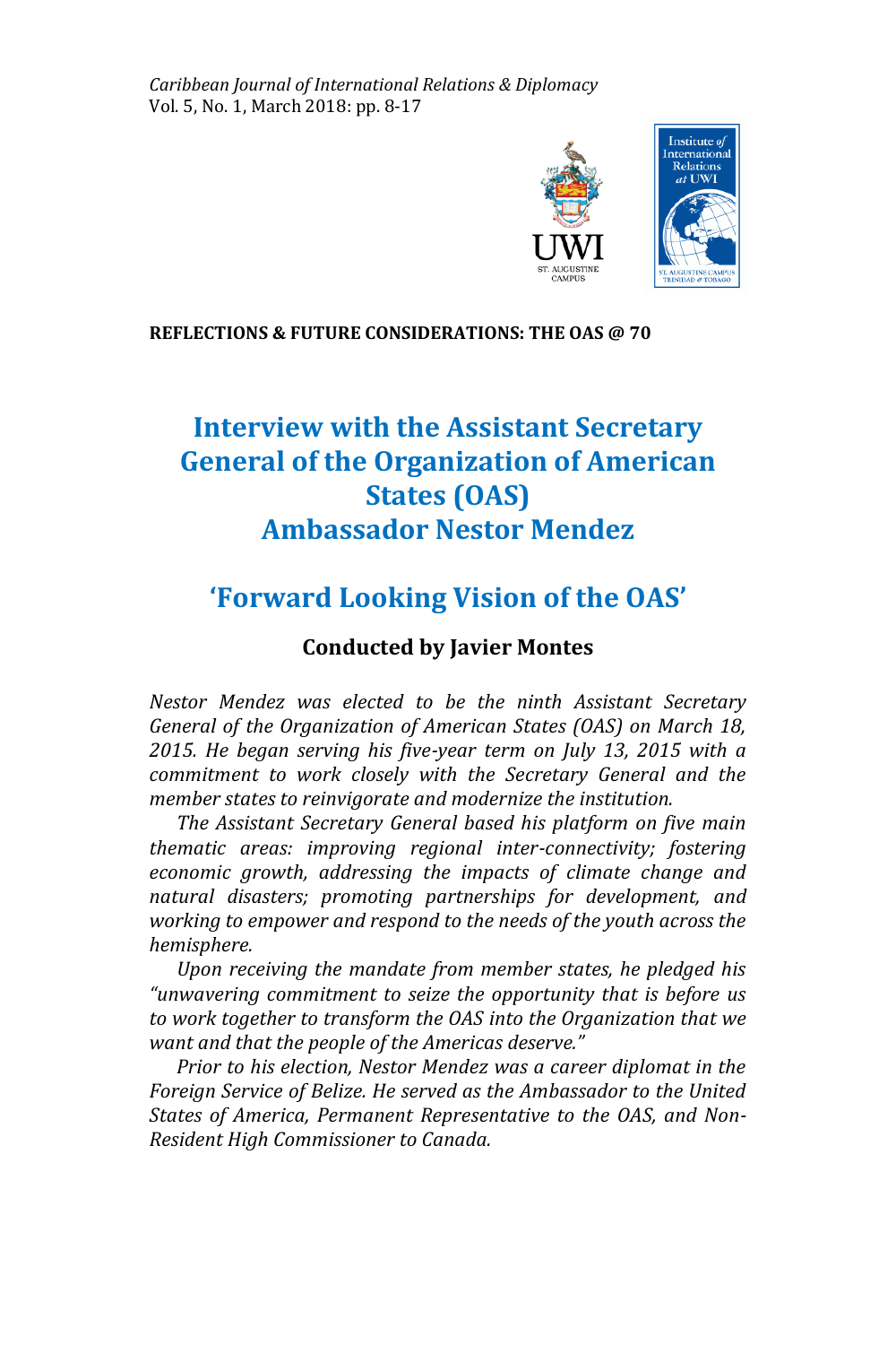**REFLECTIONS & FUTURE CONSIDERATIONS: THE OAS @ 70**

# Interview with the Assistant Secretary General of the Organization of American States (OAS) Ambassador Nestor Mendez

## 'Forward Looking Vision of the OAS'

### Conducted by Javier Montes

*Nestor Mendez was elected to be the ninth Assistant Secretary General of the Organization of American States (OAS) on March 18, 2015. He began serving his five-year term on July 13, 2015 with a commitment to work closely with the Secretary General and the member states to reinvigorate and modernize the institution.*

*The Assistant Secretary General based his platform on five main thematic areas: improving regional inter-connectivity; fostering economic growth, addressing the impacts of climate change and natural disasters; promoting partnerships for development, and working to empower and respond to the needs of the youth across the hemisphere.*

*Upon receiving the mandate from member states, he pledged his "unwavering commitment to seize the opportunity that is before us to work together to transform the OAS into the Organization that we want and that the people of the Americas deserve."*

*Prior to his election, Nestor Mendez was a career diplomat in the Foreign Service of Belize. He served as the Ambassador to the United States of America, Permanent Representative to the OAS, and Non-Resident High Commissioner to Canada.*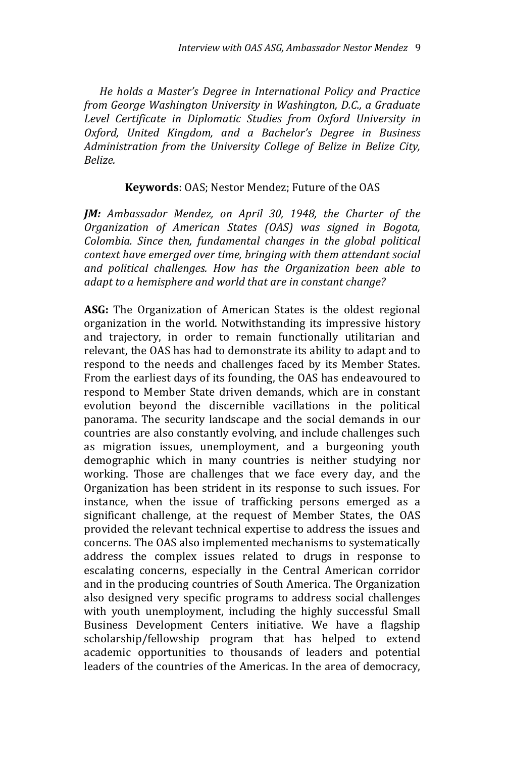*He holds a Master's Degree in International Policy and Practice from George Washington University in Washington, D.C., a Graduate Level Certificate in Diplomatic Studies from Oxford University in Oxford, United Kingdom, and a Bachelor's Degree in Business Administration from the University College of Belize in Belize City, Belize.*

**Keywords**: OAS; Nestor Mendez; Future of the OAS

***JM:*** *Ambassador Mendez, on April 30, 1948, the Charter of the Organization of American States (OAS) was signed in Bogota, Colombia. Since then, fundamental changes in the global political context have emerged over time, bringing with them attendant social and political challenges. How has the Organization been able to adapt to a hemisphere and world that are in constant change?*

**ASG:** The Organization of American States is the oldest regional organization in the world. Notwithstanding its impressive history and trajectory, in order to remain functionally utilitarian and relevant, the OAS has had to demonstrate its ability to adapt and to respond to the needs and challenges faced by its Member States. From the earliest days of its founding, the OAS has endeavoured to respond to Member State driven demands, which are in constant evolution beyond the discernible vacillations in the political panorama. The security landscape and the social demands in our countries are also constantly evolving, and include challenges such as migration issues, unemployment, and a burgeoning youth demographic which in many countries is neither studying nor working. Those are challenges that we face every day, and the Organization has been strident in its response to such issues. For instance, when the issue of trafficking persons emerged as a significant challenge, at the request of Member States, the OAS provided the relevant technical expertise to address the issues and concerns. The OAS also implemented mechanisms to systematically address the complex issues related to drugs in response to escalating concerns, especially in the Central American corridor and in the producing countries of South America. The Organization also designed very specific programs to address social challenges with youth unemployment, including the highly successful Small Business Development Centers initiative. We have a flagship scholarship/fellowship program that has helped to extend academic opportunities to thousands of leaders and potential leaders of the countries of the Americas. In the area of democracy,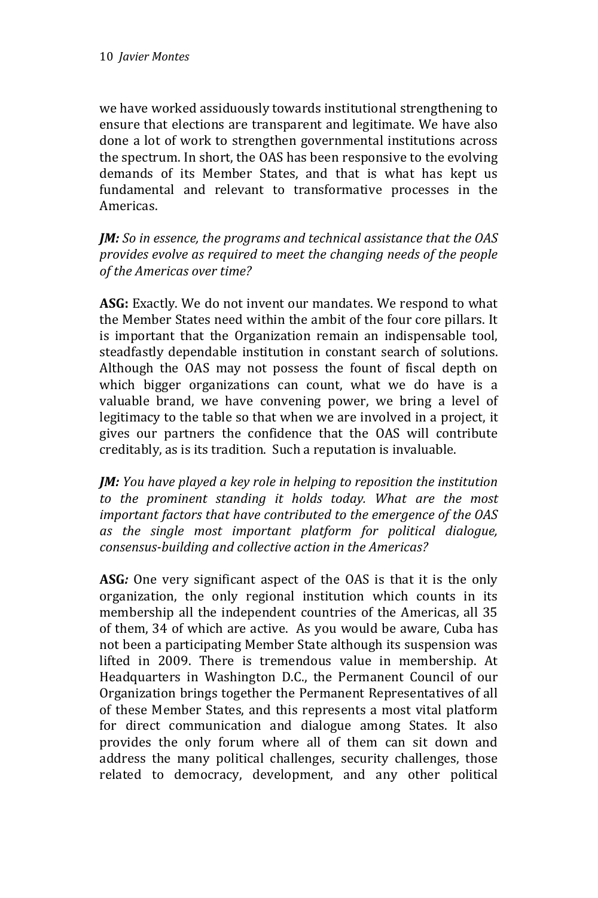we have worked assiduously towards institutional strengthening to ensure that elections are transparent and legitimate. We have also done a lot of work to strengthen governmental institutions across the spectrum. In short, the OAS has been responsive to the evolving demands of its Member States, and that is what has kept us fundamental and relevant to transformative processes in the Americas.

***JM:*** *So in essence, the programs and technical assistance that the OAS provides evolve as required to meet the changing needs of the people of the Americas over time?*

**ASG:** Exactly. We do not invent our mandates. We respond to what the Member States need within the ambit of the four core pillars. It is important that the Organization remain an indispensable tool, steadfastly dependable institution in constant search of solutions. Although the OAS may not possess the fount of fiscal depth on which bigger organizations can count, what we do have is a valuable brand, we have convening power, we bring a level of legitimacy to the table so that when we are involved in a project, it gives our partners the confidence that the OAS will contribute creditably, as is its tradition. Such a reputation is invaluable.

***JM:*** *You have played a key role in helping to reposition the institution to the prominent standing it holds today. What are the most important factors that have contributed to the emergence of the OAS as the single most important platform for political dialogue, consensus-building and collective action in the Americas?*

**ASG***:* One very significant aspect of the OAS is that it is the only organization, the only regional institution which counts in its membership all the independent countries of the Americas, all 35 of them, 34 of which are active. As you would be aware, Cuba has not been a participating Member State although its suspension was lifted in 2009. There is tremendous value in membership. At Headquarters in Washington D.C., the Permanent Council of our Organization brings together the Permanent Representatives of all of these Member States, and this represents a most vital platform for direct communication and dialogue among States. It also provides the only forum where all of them can sit down and address the many political challenges, security challenges, those related to democracy, development, and any other political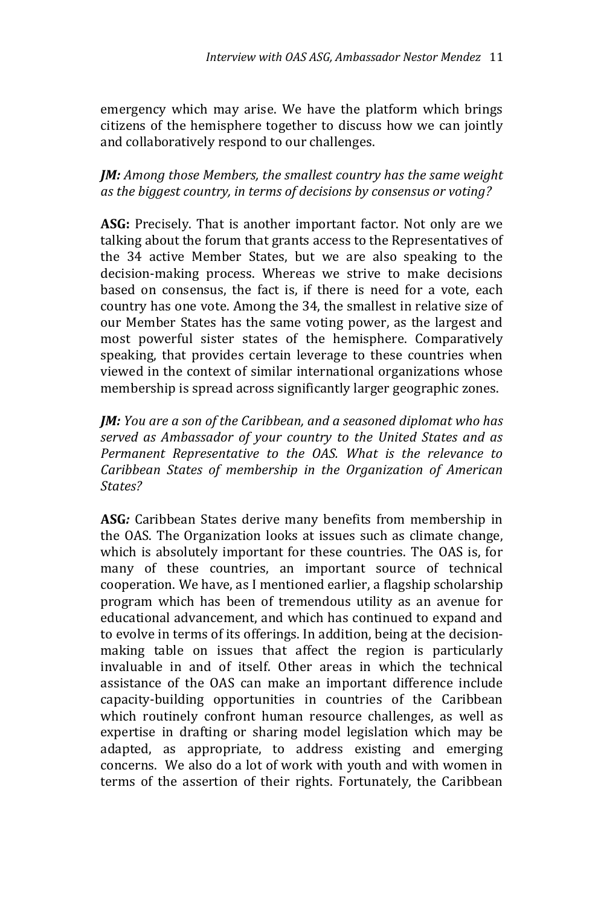emergency which may arise. We have the platform which brings citizens of the hemisphere together to discuss how we can jointly and collaboratively respond to our challenges.

***JM:*** *Among those Members, the smallest country has the same weight as the biggest country, in terms of decisions by consensus or voting?*

**ASG:** Precisely. That is another important factor. Not only are we talking about the forum that grants access to the Representatives of the 34 active Member States, but we are also speaking to the decision-making process. Whereas we strive to make decisions based on consensus, the fact is, if there is need for a vote, each country has one vote. Among the 34, the smallest in relative size of our Member States has the same voting power, as the largest and most powerful sister states of the hemisphere. Comparatively speaking, that provides certain leverage to these countries when viewed in the context of similar international organizations whose membership is spread across significantly larger geographic zones.

***JM:*** *You are a son of the Caribbean, and a seasoned diplomat who has served as Ambassador of your country to the United States and as Permanent Representative to the OAS. What is the relevance to Caribbean States of membership in the Organization of American States?*

**ASG***:* Caribbean States derive many benefits from membership in the OAS. The Organization looks at issues such as climate change, which is absolutely important for these countries. The OAS is, for many of these countries, an important source of technical cooperation. We have, as I mentioned earlier, a flagship scholarship program which has been of tremendous utility as an avenue for educational advancement, and which has continued to expand and to evolve in terms of its offerings. In addition, being at the decision-making table on issues that affect the region is particularly invaluable in and of itself. Other areas in which the technical assistance of the OAS can make an important difference include capacity-building opportunities in countries of the Caribbean which routinely confront human resource challenges, as well as expertise in drafting or sharing model legislation which may be adapted, as appropriate, to address existing and emerging concerns. We also do a lot of work with youth and with women in terms of the assertion of their rights. Fortunately, the Caribbean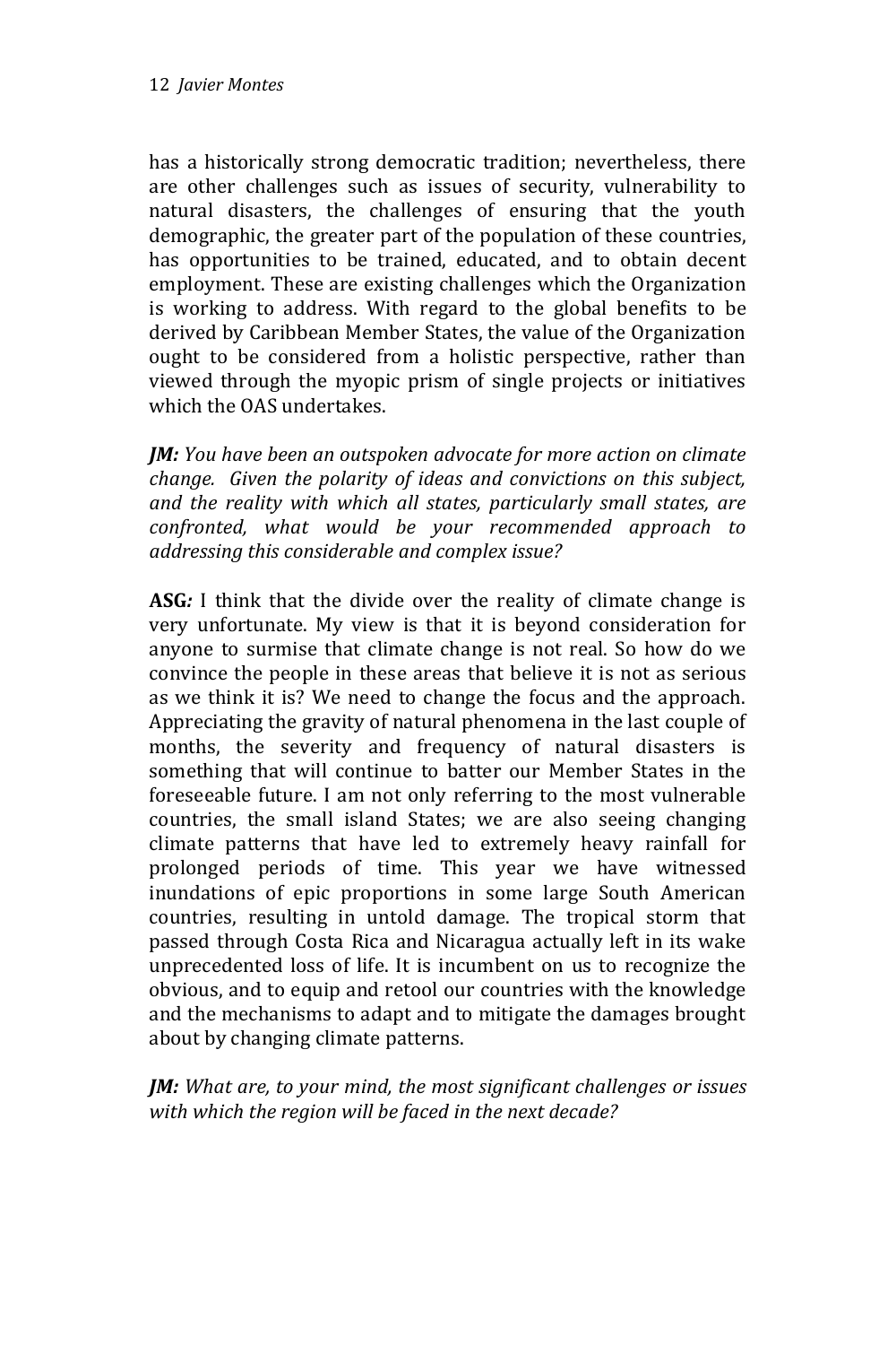has a historically strong democratic tradition; nevertheless, there are other challenges such as issues of security, vulnerability to natural disasters, the challenges of ensuring that the youth demographic, the greater part of the population of these countries, has opportunities to be trained, educated, and to obtain decent employment. These are existing challenges which the Organization is working to address. With regard to the global benefits to be derived by Caribbean Member States, the value of the Organization ought to be considered from a holistic perspective, rather than viewed through the myopic prism of single projects or initiatives which the OAS undertakes.

***JM:*** *You have been an outspoken advocate for more action on climate change. Given the polarity of ideas and convictions on this subject, and the reality with which all states, particularly small states, are confronted, what would be your recommended approach to addressing this considerable and complex issue?*

**ASG*:*** I think that the divide over the reality of climate change is very unfortunate. My view is that it is beyond consideration for anyone to surmise that climate change is not real. So how do we convince the people in these areas that believe it is not as serious as we think it is? We need to change the focus and the approach. Appreciating the gravity of natural phenomena in the last couple of months, the severity and frequency of natural disasters is something that will continue to batter our Member States in the foreseeable future. I am not only referring to the most vulnerable countries, the small island States; we are also seeing changing climate patterns that have led to extremely heavy rainfall for prolonged periods of time. This year we have witnessed inundations of epic proportions in some large South American countries, resulting in untold damage. The tropical storm that passed through Costa Rica and Nicaragua actually left in its wake unprecedented loss of life. It is incumbent on us to recognize the obvious, and to equip and retool our countries with the knowledge and the mechanisms to adapt and to mitigate the damages brought about by changing climate patterns.

***JM:*** *What are, to your mind, the most significant challenges or issues with which the region will be faced in the next decade?*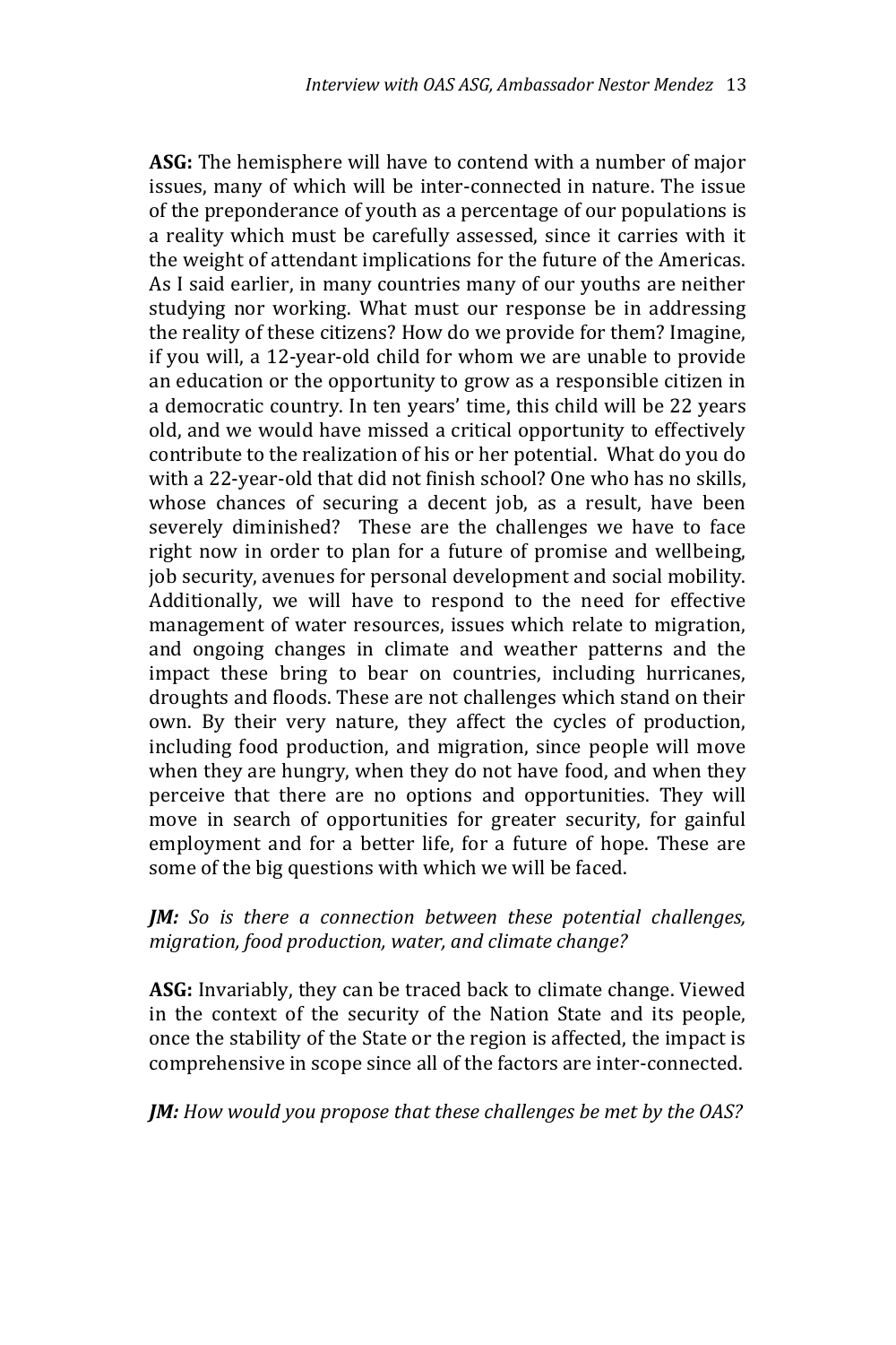**ASG:** The hemisphere will have to contend with a number of major issues, many of which will be inter-connected in nature. The issue of the preponderance of youth as a percentage of our populations is a reality which must be carefully assessed, since it carries with it the weight of attendant implications for the future of the Americas. As I said earlier, in many countries many of our youths are neither studying nor working. What must our response be in addressing the reality of these citizens? How do we provide for them? Imagine, if you will, a 12-year-old child for whom we are unable to provide an education or the opportunity to grow as a responsible citizen in a democratic country. In ten years' time, this child will be 22 years old, and we would have missed a critical opportunity to effectively contribute to the realization of his or her potential. What do you do with a 22-year-old that did not finish school? One who has no skills, whose chances of securing a decent job, as a result, have been severely diminished? These are the challenges we have to face right now in order to plan for a future of promise and wellbeing, job security, avenues for personal development and social mobility. Additionally, we will have to respond to the need for effective management of water resources, issues which relate to migration, and ongoing changes in climate and weather patterns and the impact these bring to bear on countries, including hurricanes, droughts and floods. These are not challenges which stand on their own. By their very nature, they affect the cycles of production, including food production, and migration, since people will move when they are hungry, when they do not have food, and when they perceive that there are no options and opportunities. They will move in search of opportunities for greater security, for gainful employment and for a better life, for a future of hope. These are some of the big questions with which we will be faced.

***JM:*** *So is there a connection between these potential challenges, migration, food production, water, and climate change?*

**ASG:** Invariably, they can be traced back to climate change. Viewed in the context of the security of the Nation State and its people, once the stability of the State or the region is affected, the impact is comprehensive in scope since all of the factors are inter-connected.

***JM:*** *How would you propose that these challenges be met by the OAS?*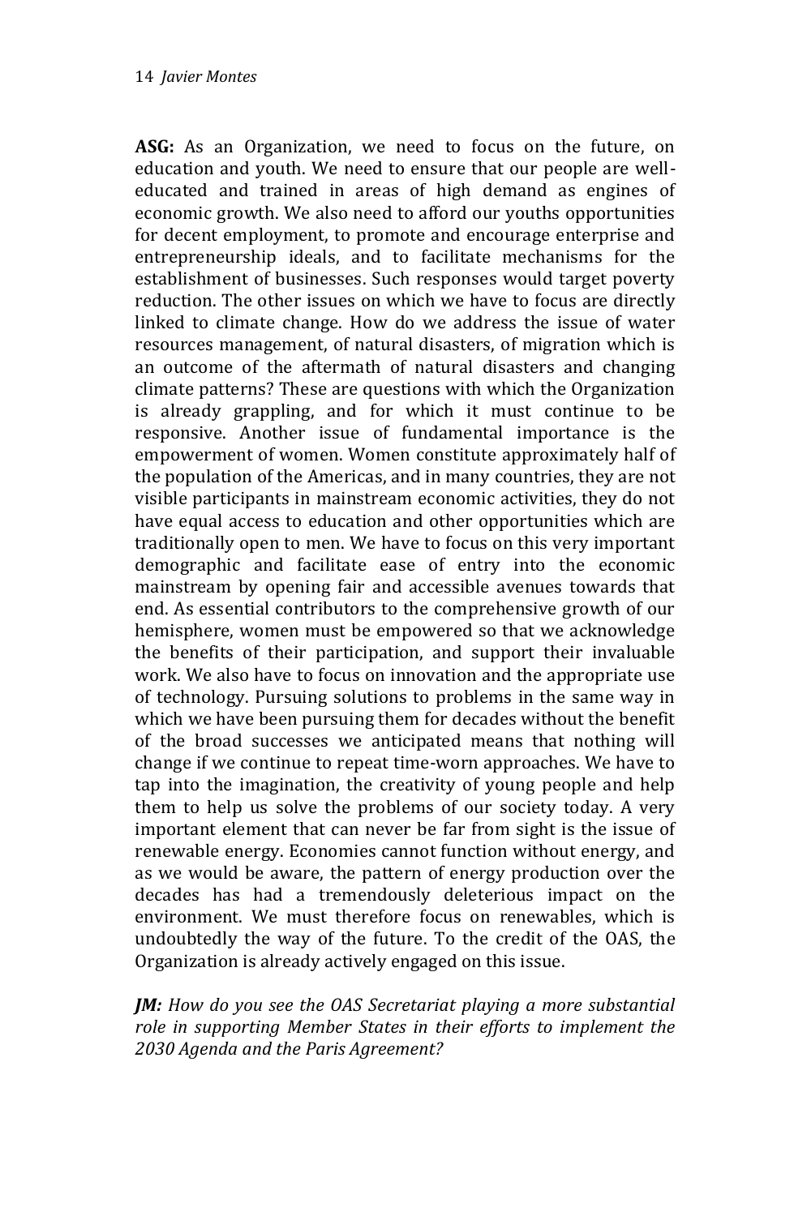**ASG:** As an Organization, we need to focus on the future, on education and youth. We need to ensure that our people are well-educated and trained in areas of high demand as engines of economic growth. We also need to afford our youths opportunities for decent employment, to promote and encourage enterprise and entrepreneurship ideals, and to facilitate mechanisms for the establishment of businesses. Such responses would target poverty reduction. The other issues on which we have to focus are directly linked to climate change. How do we address the issue of water resources management, of natural disasters, of migration which is an outcome of the aftermath of natural disasters and changing climate patterns? These are questions with which the Organization is already grappling, and for which it must continue to be responsive. Another issue of fundamental importance is the empowerment of women. Women constitute approximately half of the population of the Americas, and in many countries, they are not visible participants in mainstream economic activities, they do not have equal access to education and other opportunities which are traditionally open to men. We have to focus on this very important demographic and facilitate ease of entry into the economic mainstream by opening fair and accessible avenues towards that end. As essential contributors to the comprehensive growth of our hemisphere, women must be empowered so that we acknowledge the benefits of their participation, and support their invaluable work. We also have to focus on innovation and the appropriate use of technology. Pursuing solutions to problems in the same way in which we have been pursuing them for decades without the benefit of the broad successes we anticipated means that nothing will change if we continue to repeat time-worn approaches. We have to tap into the imagination, the creativity of young people and help them to help us solve the problems of our society today. A very important element that can never be far from sight is the issue of renewable energy. Economies cannot function without energy, and as we would be aware, the pattern of energy production over the decades has had a tremendously deleterious impact on the environment. We must therefore focus on renewables, which is undoubtedly the way of the future. To the credit of the OAS, the Organization is already actively engaged on this issue.

***JM:*** *How do you see the OAS Secretariat playing a more substantial role in supporting Member States in their efforts to implement the 2030 Agenda and the Paris Agreement?*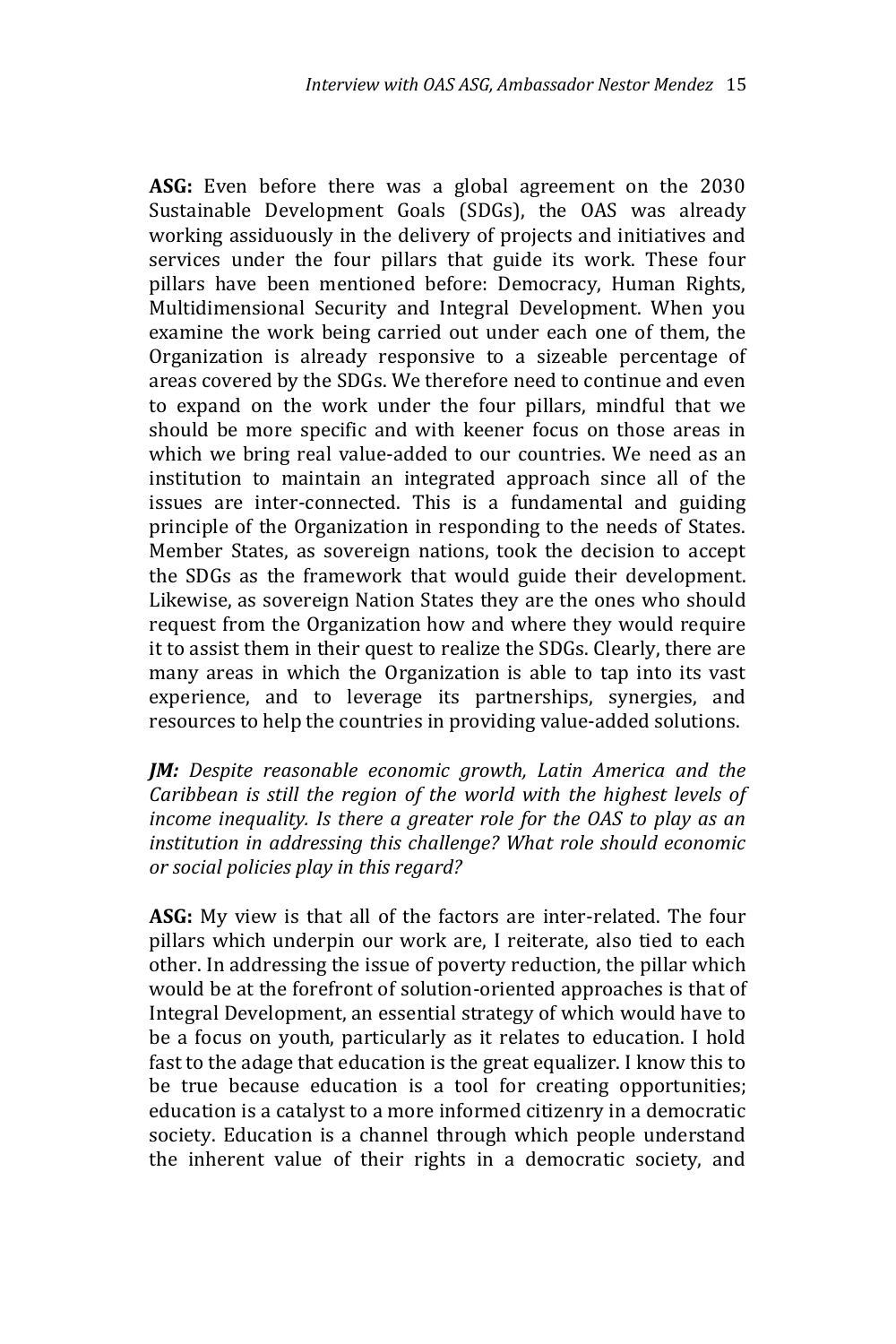**ASG:** Even before there was a global agreement on the 2030 Sustainable Development Goals (SDGs), the OAS was already working assiduously in the delivery of projects and initiatives and services under the four pillars that guide its work. These four pillars have been mentioned before: Democracy, Human Rights, Multidimensional Security and Integral Development. When you examine the work being carried out under each one of them, the Organization is already responsive to a sizeable percentage of areas covered by the SDGs. We therefore need to continue and even to expand on the work under the four pillars, mindful that we should be more specific and with keener focus on those areas in which we bring real value-added to our countries. We need as an institution to maintain an integrated approach since all of the issues are inter-connected. This is a fundamental and guiding principle of the Organization in responding to the needs of States. Member States, as sovereign nations, took the decision to accept the SDGs as the framework that would guide their development. Likewise, as sovereign Nation States they are the ones who should request from the Organization how and where they would require it to assist them in their quest to realize the SDGs. Clearly, there are many areas in which the Organization is able to tap into its vast experience, and to leverage its partnerships, synergies, and resources to help the countries in providing value-added solutions.

***JM:*** *Despite reasonable economic growth, Latin America and the Caribbean is still the region of the world with the highest levels of income inequality. Is there a greater role for the OAS to play as an institution in addressing this challenge? What role should economic or social policies play in this regard?*

**ASG:** My view is that all of the factors are inter-related. The four pillars which underpin our work are, I reiterate, also tied to each other. In addressing the issue of poverty reduction, the pillar which would be at the forefront of solution-oriented approaches is that of Integral Development, an essential strategy of which would have to be a focus on youth, particularly as it relates to education. I hold fast to the adage that education is the great equalizer. I know this to be true because education is a tool for creating opportunities; education is a catalyst to a more informed citizenry in a democratic society. Education is a channel through which people understand the inherent value of their rights in a democratic society, and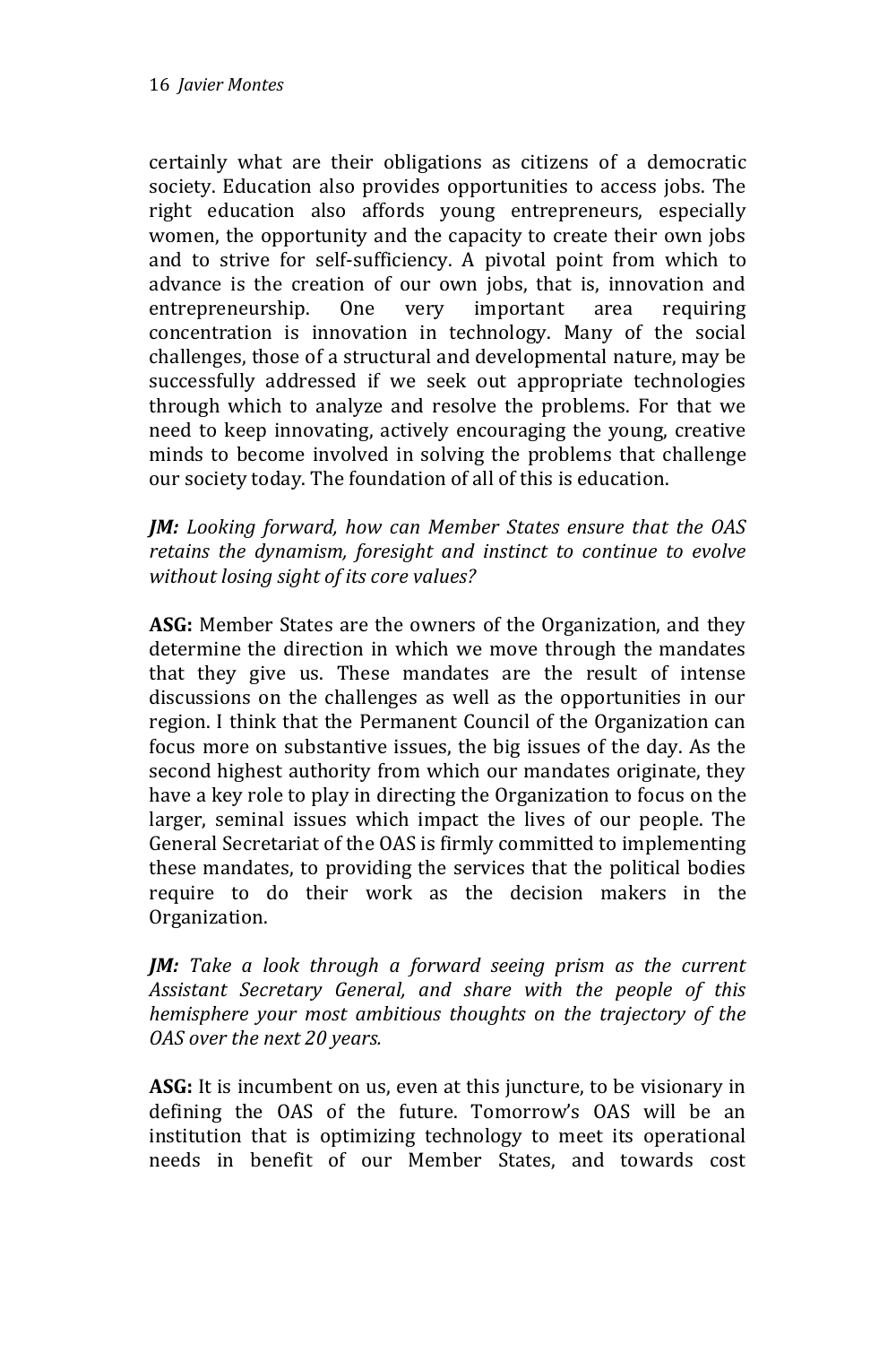certainly what are their obligations as citizens of a democratic society. Education also provides opportunities to access jobs. The right education also affords young entrepreneurs, especially women, the opportunity and the capacity to create their own jobs and to strive for self-sufficiency. A pivotal point from which to advance is the creation of our own jobs, that is, innovation and entrepreneurship. One very important area requiring concentration is innovation in technology. Many of the social challenges, those of a structural and developmental nature, may be successfully addressed if we seek out appropriate technologies through which to analyze and resolve the problems. For that we need to keep innovating, actively encouraging the young, creative minds to become involved in solving the problems that challenge our society today. The foundation of all of this is education.

***JM:*** *Looking forward, how can Member States ensure that the OAS retains the dynamism, foresight and instinct to continue to evolve without losing sight of its core values?*

**ASG:** Member States are the owners of the Organization, and they determine the direction in which we move through the mandates that they give us. These mandates are the result of intense discussions on the challenges as well as the opportunities in our region. I think that the Permanent Council of the Organization can focus more on substantive issues, the big issues of the day. As the second highest authority from which our mandates originate, they have a key role to play in directing the Organization to focus on the larger, seminal issues which impact the lives of our people. The General Secretariat of the OAS is firmly committed to implementing these mandates, to providing the services that the political bodies require to do their work as the decision makers in the Organization.

***JM:*** *Take a look through a forward seeing prism as the current Assistant Secretary General, and share with the people of this hemisphere your most ambitious thoughts on the trajectory of the OAS over the next 20 years.*

**ASG:** It is incumbent on us, even at this juncture, to be visionary in defining the OAS of the future. Tomorrow's OAS will be an institution that is optimizing technology to meet its operational needs in benefit of our Member States, and towards cost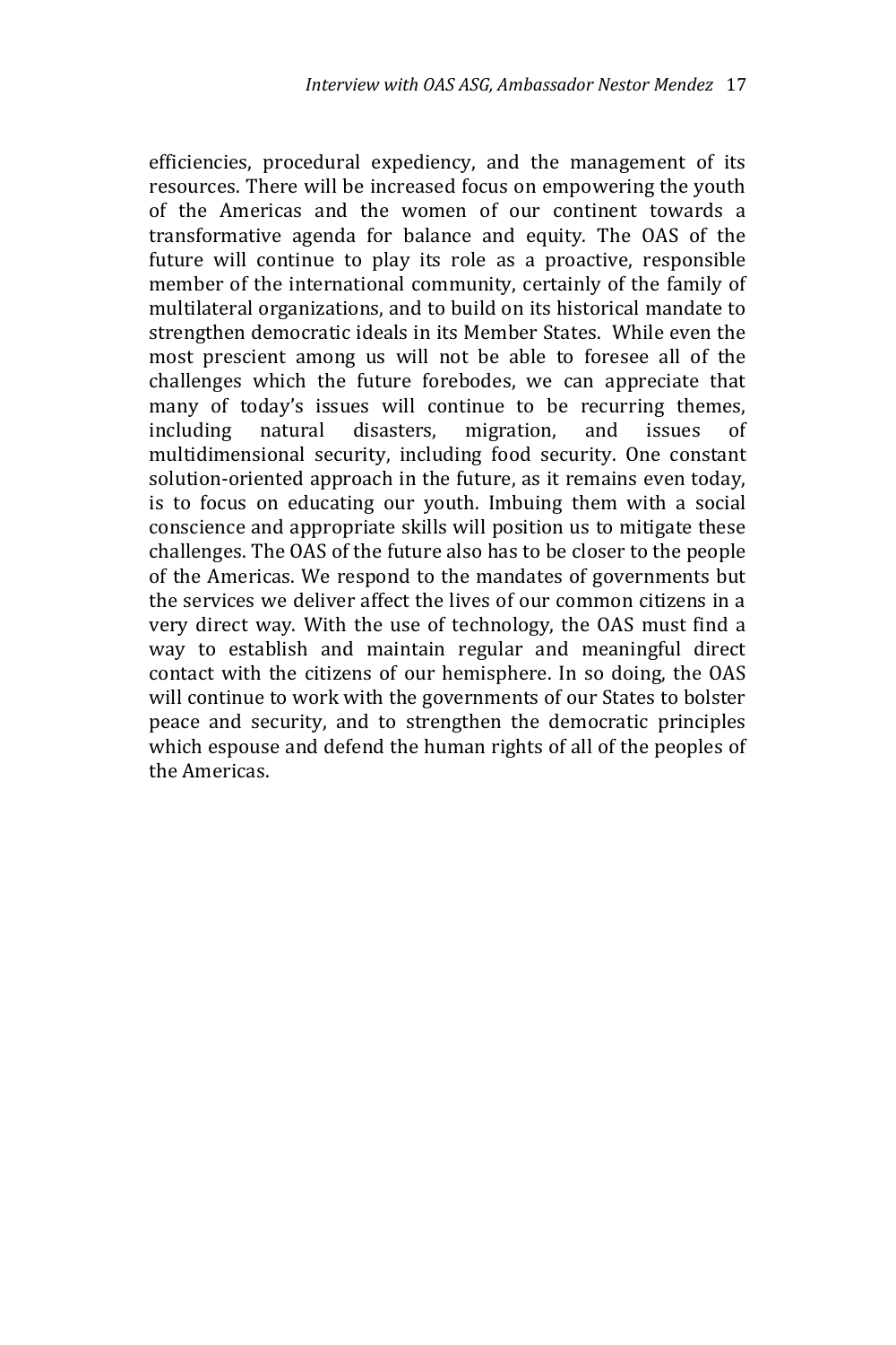efficiencies, procedural expediency, and the management of its resources. There will be increased focus on empowering the youth of the Americas and the women of our continent towards a transformative agenda for balance and equity. The OAS of the future will continue to play its role as a proactive, responsible member of the international community, certainly of the family of multilateral organizations, and to build on its historical mandate to strengthen democratic ideals in its Member States. While even the most prescient among us will not be able to foresee all of the challenges which the future forebodes, we can appreciate that many of today's issues will continue to be recurring themes, including natural disasters, migration, and issues of multidimensional security, including food security. One constant solution-oriented approach in the future, as it remains even today, is to focus on educating our youth. Imbuing them with a social conscience and appropriate skills will position us to mitigate these challenges. The OAS of the future also has to be closer to the people of the Americas. We respond to the mandates of governments but the services we deliver affect the lives of our common citizens in a very direct way. With the use of technology, the OAS must find a way to establish and maintain regular and meaningful direct contact with the citizens of our hemisphere. In so doing, the OAS will continue to work with the governments of our States to bolster peace and security, and to strengthen the democratic principles which espouse and defend the human rights of all of the peoples of the Americas.